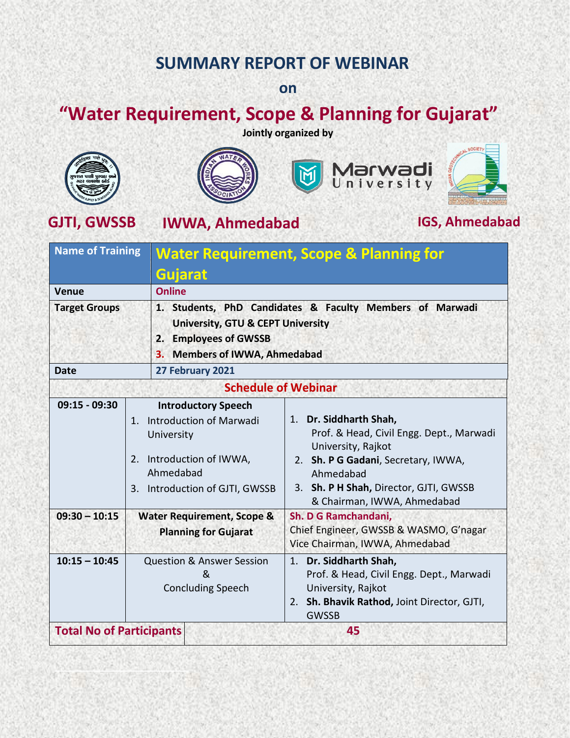# SUMMARY REPORT OF WEBINAR

**on**

# "Water Requirement, Scope & Planning for Gujarat"

**Jointly organized by**

**GJTI, GWSSB** | **IWWA, Ahmedabad** | **Marwadi University** | **IGS, Ahmedabad**

| Name of Training | Water Requirement, Scope & Planning for Gujarat |
|---|---|
| Venue | Online |
| Target Groups | 1. Students, PhD Candidates & Faculty Members of Marwadi University, GTU & CEPT University<br>2. Employees of GWSSB<br>3. Members of IWWA, Ahmedabad |
| Date | 27 February 2021 |

**Schedule of Webinar**

| Time | Session | Speaker |
|---|---|---|
| 09:15 - 09:30 | **Introductory Speech**<br>1. Introduction of Marwadi University<br>2. Introduction of IWWA, Ahmedabad<br>3. Introduction of GJTI, GWSSB | 1. **Dr. Siddharth Shah,** Prof. & Head, Civil Engg. Dept., Marwadi University, Rajkot<br>2. **Sh. P G Gadani**, Secretary, IWWA, Ahmedabad<br>3. **Sh. P H Shah,** Director, GJTI, GWSSB & Chairman, IWWA, Ahmedabad |
| 09:30 – 10:15 | **Water Requirement, Scope & Planning for Gujarat** | **Sh. D G Ramchandani,** Chief Engineer, GWSSB & WASMO, G'nagar Vice Chairman, IWWA, Ahmedabad |
| 10:15 – 10:45 | Question & Answer Session & Concluding Speech | 1. **Dr. Siddharth Shah,** Prof. & Head, Civil Engg. Dept., Marwadi University, Rajkot<br>2. **Sh. Bhavik Rathod,** Joint Director, GJTI, GWSSB |

| Total No of Participants | 45 |
|---|---|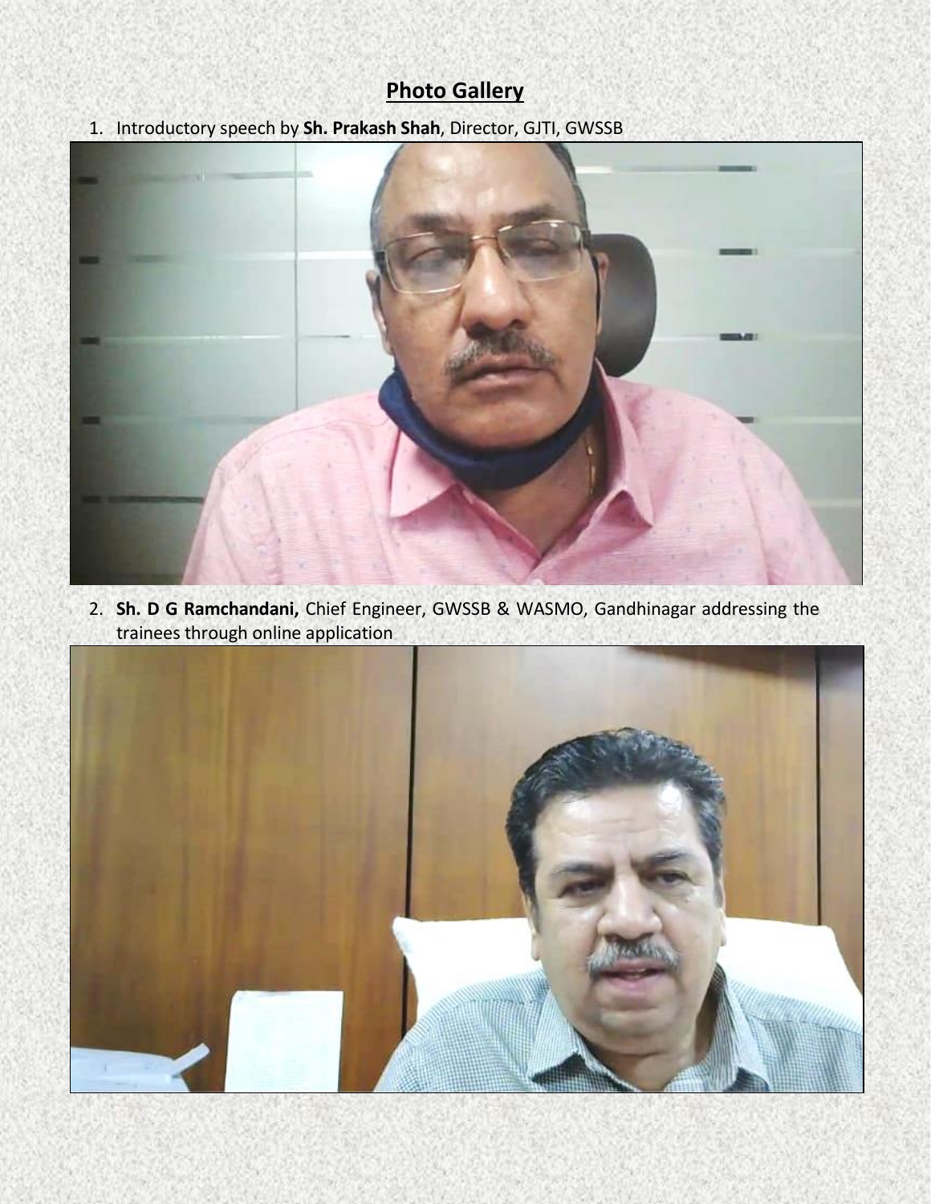## Photo Gallery

1. Introductory speech by **Sh. Prakash Shah**, Director, GJTI, GWSSB

2. **Sh. D G Ramchandani,** Chief Engineer, GWSSB & WASMO, Gandhinagar addressing the trainees through online application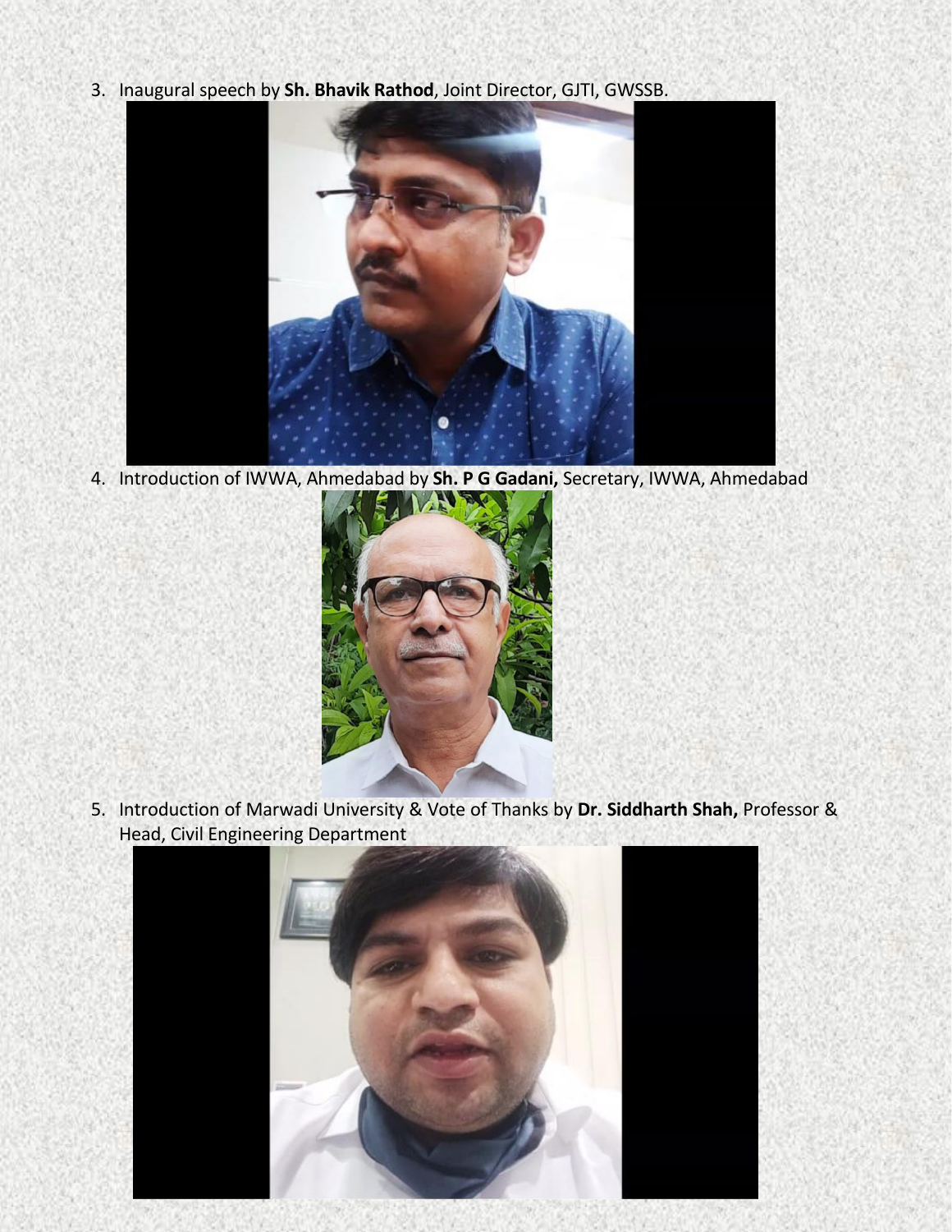3. Inaugural speech by **Sh. Bhavik Rathod**, Joint Director, GJTI, GWSSB.

4. Introduction of IWWA, Ahmedabad by **Sh. P G Gadani,** Secretary, IWWA, Ahmedabad

5. Introduction of Marwadi University & Vote of Thanks by **Dr. Siddharth Shah,** Professor & Head, Civil Engineering Department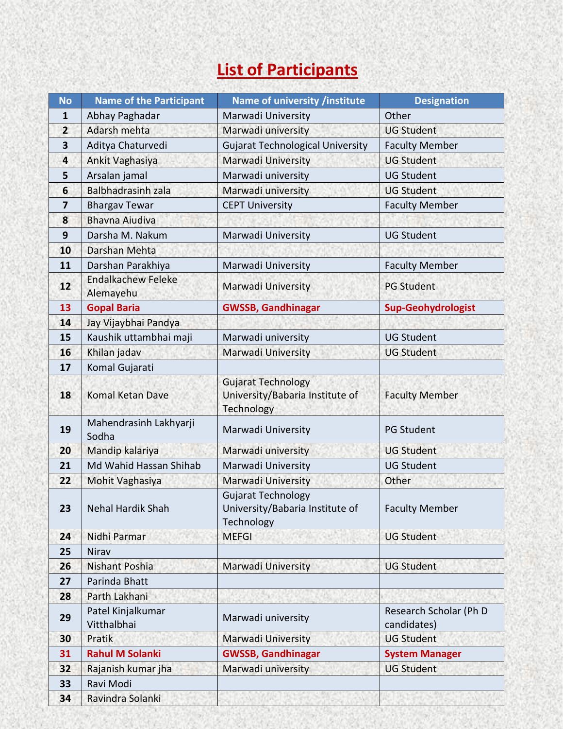# List of Participants

| No | Name of the Participant | Name of university /institute | Designation |
|---|---|---|---|
| 1 | Abhay Paghadar | Marwadi University | Other |
| 2 | Adarsh mehta | Marwadi university | UG Student |
| 3 | Aditya Chaturvedi | Gujarat Technological University | Faculty Member |
| 4 | Ankit Vaghasiya | Marwadi University | UG Student |
| 5 | Arsalan jamal | Marwadi university | UG Student |
| 6 | Balbhadrasinh zala | Marwadi university | UG Student |
| 7 | Bhargav Tewar | CEPT University | Faculty Member |
| 8 | Bhavna Aiudiva | | |
| 9 | Darsha M. Nakum | Marwadi University | UG Student |
| 10 | Darshan Mehta | | |
| 11 | Darshan Parakhiya | Marwadi University | Faculty Member |
| 12 | Endalkachew Feleke Alemayehu | Marwadi University | PG Student |
| **13** | **Gopal Baria** | **GWSSB, Gandhinagar** | **Sup-Geohydrologist** |
| 14 | Jay Vijaybhai Pandya | | |
| 15 | Kaushik uttambhai maji | Marwadi university | UG Student |
| 16 | Khilan jadav | Marwadi University | UG Student |
| 17 | Komal Gujarati | | |
| 18 | Komal Ketan Dave | Gujarat Technology University/Babaria Institute of Technology | Faculty Member |
| 19 | Mahendrasinh Lakhyarji Sodha | Marwadi University | PG Student |
| 20 | Mandip kalariya | Marwadi university | UG Student |
| 21 | Md Wahid Hassan Shihab | Marwadi University | UG Student |
| 22 | Mohit Vaghasiya | Marwadi University | Other |
| 23 | Nehal Hardik Shah | Gujarat Technology University/Babaria Institute of Technology | Faculty Member |
| 24 | Nidhi Parmar | MEFGI | UG Student |
| 25 | Nirav | | |
| 26 | Nishant Poshia | Marwadi University | UG Student |
| 27 | Parinda Bhatt | | |
| 28 | Parth Lakhani | | |
| 29 | Patel Kinjalkumar Vitthalbhai | Marwadi university | Research Scholar (Ph D candidates) |
| 30 | Pratik | Marwadi University | UG Student |
| **31** | **Rahul M Solanki** | **GWSSB, Gandhinagar** | **System Manager** |
| 32 | Rajanish kumar jha | Marwadi university | UG Student |
| 33 | Ravi Modi | | |
| 34 | Ravindra Solanki | | |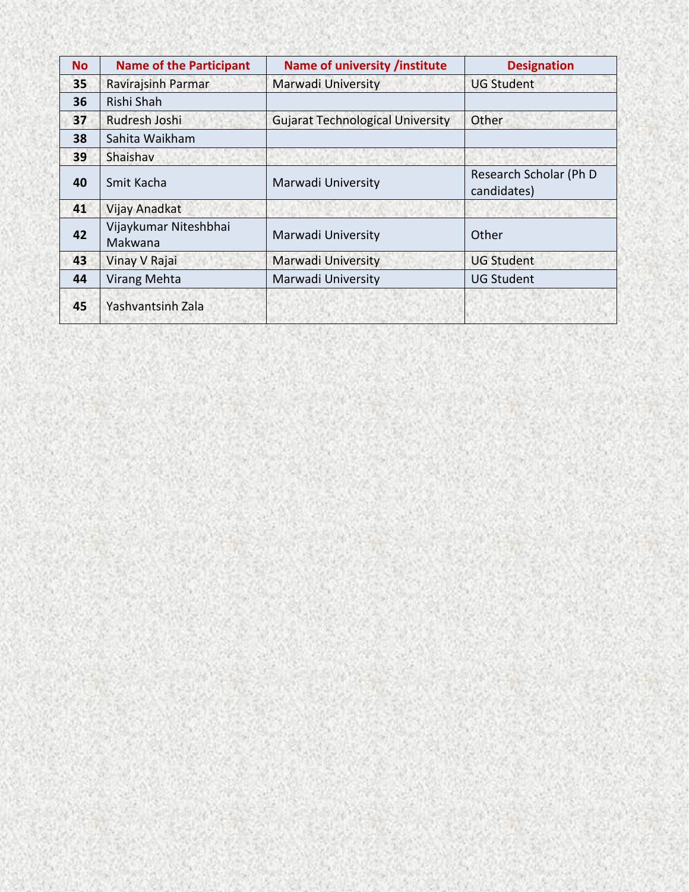| No | Name of the Participant | Name of university /institute | Designation |
|---|---|---|---|
| 35 | Ravirajsinh Parmar | Marwadi University | UG Student |
| 36 | Rishi Shah | | |
| 37 | Rudresh Joshi | Gujarat Technological University | Other |
| 38 | Sahita Waikham | | |
| 39 | Shaishav | | |
| 40 | Smit Kacha | Marwadi University | Research Scholar (Ph D candidates) |
| 41 | Vijay Anadkat | | |
| 42 | Vijaykumar Niteshbhai Makwana | Marwadi University | Other |
| 43 | Vinay V Rajai | Marwadi University | UG Student |
| 44 | Virang Mehta | Marwadi University | UG Student |
| 45 | Yashvantsinh Zala | | |